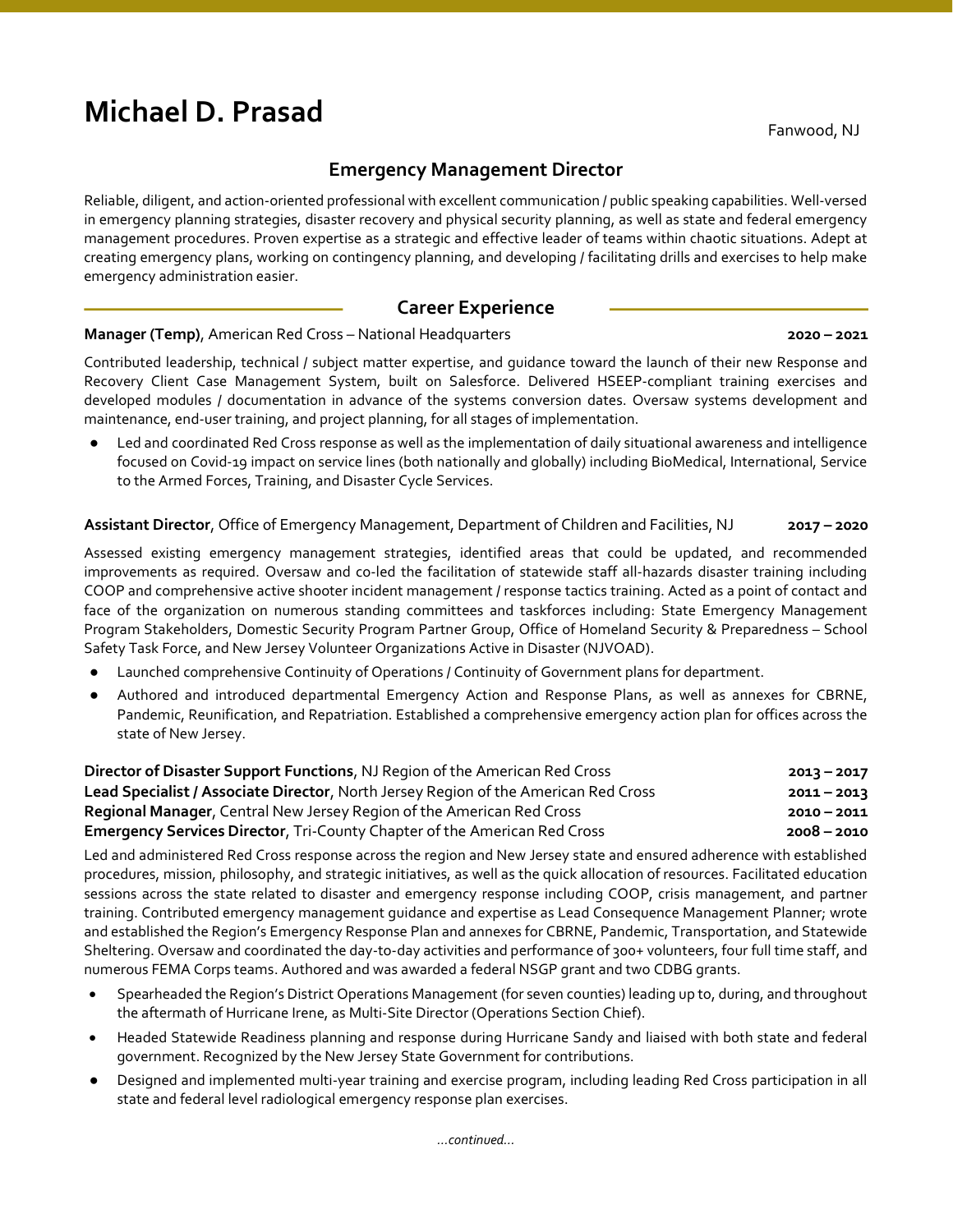# Michael D. Prasad

Fanwood, NJ

## Emergency Management Director

Reliable, diligent, and action-oriented professional with excellent communication / public speaking capabilities. Well-versed in emergency planning strategies, disaster recovery and physical security planning, as well as state and federal emergency management procedures. Proven expertise as a strategic and effective leader of teams within chaotic situations. Adept at creating emergency plans, working on contingency planning, and developing / facilitating drills and exercises to help make emergency administration easier.

## Career Experience

**Manager (Temp)**, American Red Cross – National Headquarters **2020 – 2021**

Contributed leadership, technical / subject matter expertise, and guidance toward the launch of their new Response and Recovery Client Case Management System, built on Salesforce. Delivered HSEEP-compliant training exercises and developed modules / documentation in advance of the systems conversion dates. Oversaw systems development and maintenance, end-user training, and project planning, for all stages of implementation.

- Led and coordinated Red Cross response as well as the implementation of daily situational awareness and intelligence focused on Covid-19 impact on service lines (both nationally and globally) including BioMedical, International, Service to the Armed Forces, Training, and Disaster Cycle Services.

**Assistant Director**, Office of Emergency Management, Department of Children and Facilities, NJ **2017 – 2020**

Assessed existing emergency management strategies, identified areas that could be updated, and recommended improvements as required. Oversaw and co-led the facilitation of statewide staff all-hazards disaster training including COOP and comprehensive active shooter incident management / response tactics training. Acted as a point of contact and face of the organization on numerous standing committees and taskforces including: State Emergency Management Program Stakeholders, Domestic Security Program Partner Group, Office of Homeland Security & Preparedness – School Safety Task Force, and New Jersey Volunteer Organizations Active in Disaster (NJVOAD).

- Launched comprehensive Continuity of Operations / Continuity of Government plans for department.
- Authored and introduced departmental Emergency Action and Response Plans, as well as annexes for CBRNE, Pandemic, Reunification, and Repatriation. Established a comprehensive emergency action plan for offices across the state of New Jersey.

**Director of Disaster Support Functions**, NJ Region of the American Red Cross **2013 – 2017**
**Lead Specialist / Associate Director**, North Jersey Region of the American Red Cross **2011 – 2013**
**Regional Manager**, Central New Jersey Region of the American Red Cross **2010 – 2011**
**Emergency Services Director**, Tri-County Chapter of the American Red Cross **2008 – 2010**

Led and administered Red Cross response across the region and New Jersey state and ensured adherence with established procedures, mission, philosophy, and strategic initiatives, as well as the quick allocation of resources. Facilitated education sessions across the state related to disaster and emergency response including COOP, crisis management, and partner training. Contributed emergency management guidance and expertise as Lead Consequence Management Planner; wrote and established the Region's Emergency Response Plan and annexes for CBRNE, Pandemic, Transportation, and Statewide Sheltering. Oversaw and coordinated the day-to-day activities and performance of 300+ volunteers, four full time staff, and numerous FEMA Corps teams. Authored and was awarded a federal NSGP grant and two CDBG grants.

- Spearheaded the Region's District Operations Management (for seven counties) leading up to, during, and throughout the aftermath of Hurricane Irene, as Multi-Site Director (Operations Section Chief).
- Headed Statewide Readiness planning and response during Hurricane Sandy and liaised with both state and federal government. Recognized by the New Jersey State Government for contributions.
- Designed and implemented multi-year training and exercise program, including leading Red Cross participation in all state and federal level radiological emergency response plan exercises.

*...continued...*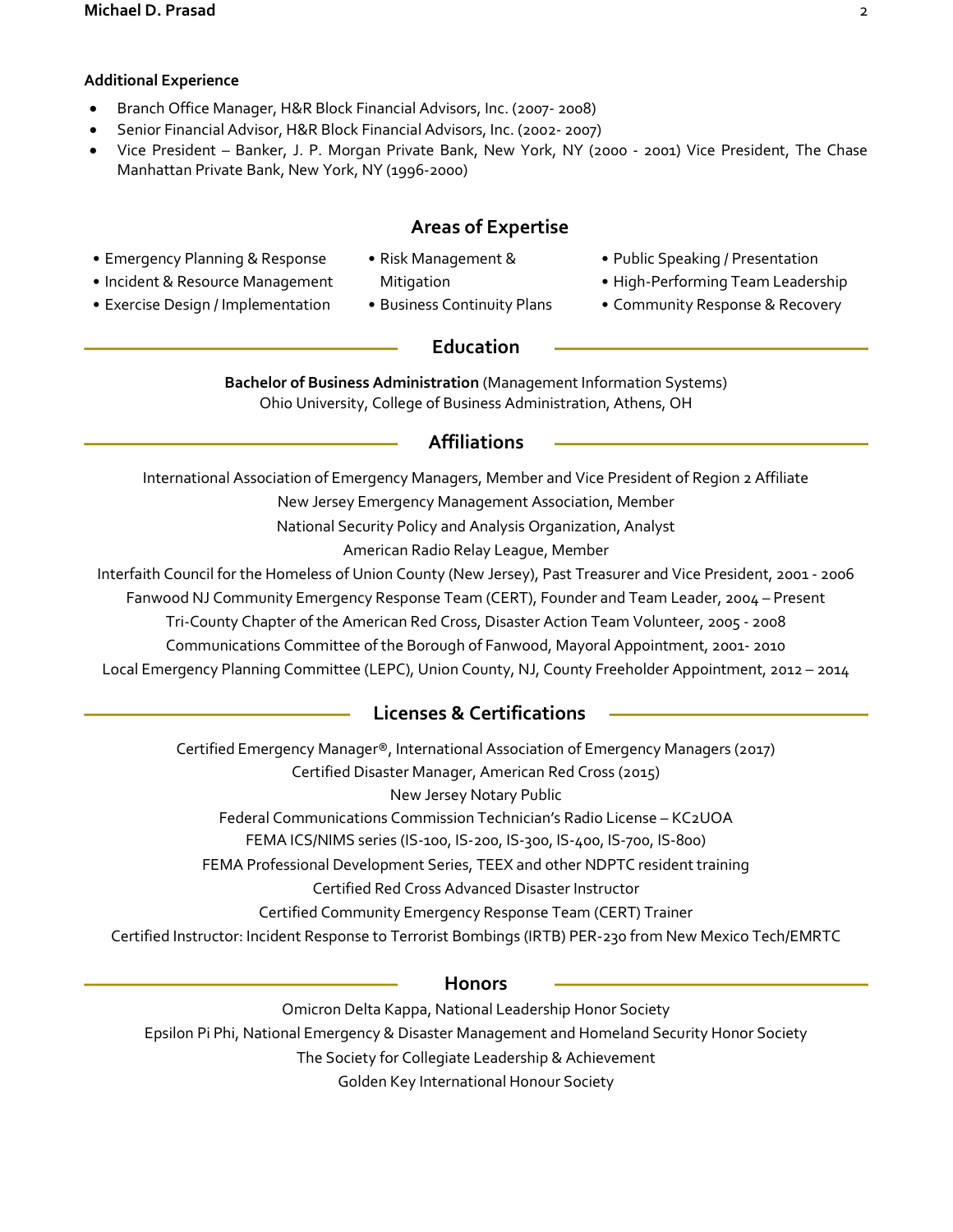### Additional Experience

- Branch Office Manager, H&R Block Financial Advisors, Inc. (2007- 2008)
- Senior Financial Advisor, H&R Block Financial Advisors, Inc. (2002- 2007)
- Vice President – Banker, J. P. Morgan Private Bank, New York, NY (2000 - 2001) Vice President, The Chase Manhattan Private Bank, New York, NY (1996-2000)

## Areas of Expertise

- Emergency Planning & Response
- Incident & Resource Management
- Exercise Design / Implementation
- Risk Management & Mitigation
- Business Continuity Plans
- Public Speaking / Presentation
- High-Performing Team Leadership
- Community Response & Recovery

## Education

**Bachelor of Business Administration** (Management Information Systems)
Ohio University, College of Business Administration, Athens, OH

## Affiliations

International Association of Emergency Managers, Member and Vice President of Region 2 Affiliate
New Jersey Emergency Management Association, Member
National Security Policy and Analysis Organization, Analyst
American Radio Relay League, Member
Interfaith Council for the Homeless of Union County (New Jersey), Past Treasurer and Vice President, 2001 - 2006
Fanwood NJ Community Emergency Response Team (CERT), Founder and Team Leader, 2004 – Present
Tri-County Chapter of the American Red Cross, Disaster Action Team Volunteer, 2005 - 2008
Communications Committee of the Borough of Fanwood, Mayoral Appointment, 2001- 2010
Local Emergency Planning Committee (LEPC), Union County, NJ, County Freeholder Appointment, 2012 – 2014

## Licenses & Certifications

Certified Emergency Manager®, International Association of Emergency Managers (2017)
Certified Disaster Manager, American Red Cross (2015)
New Jersey Notary Public
Federal Communications Commission Technician's Radio License – KC2UOA
FEMA ICS/NIMS series (IS-100, IS-200, IS-300, IS-400, IS-700, IS-800)
FEMA Professional Development Series, TEEX and other NDPTC resident training
Certified Red Cross Advanced Disaster Instructor
Certified Community Emergency Response Team (CERT) Trainer
Certified Instructor: Incident Response to Terrorist Bombings (IRTB) PER-230 from New Mexico Tech/EMRTC

## Honors

Omicron Delta Kappa, National Leadership Honor Society
Epsilon Pi Phi, National Emergency & Disaster Management and Homeland Security Honor Society
The Society for Collegiate Leadership & Achievement
Golden Key International Honour Society